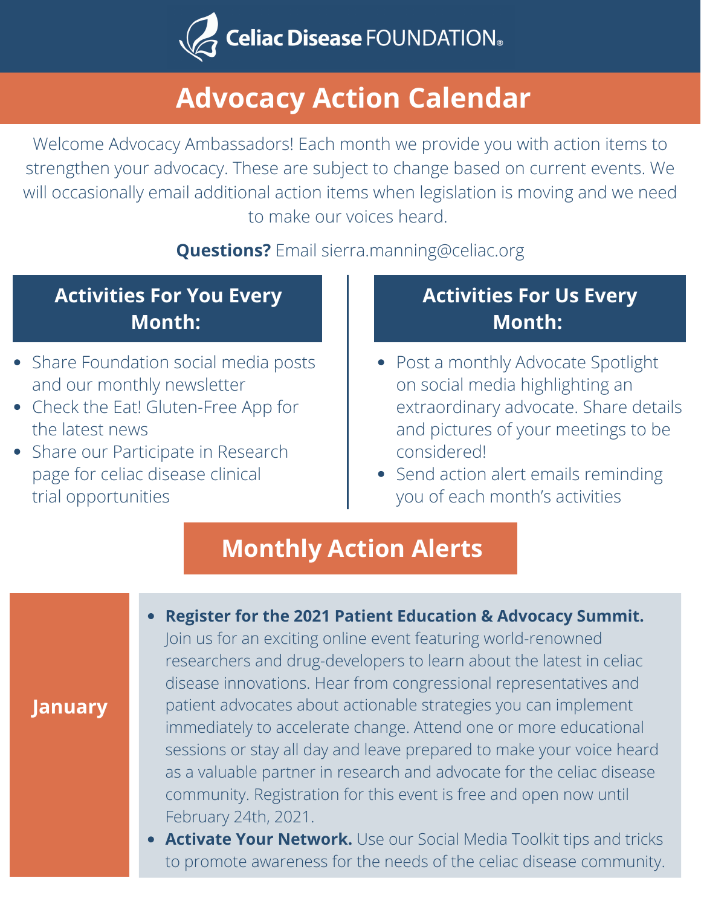Celiac Disease FOUNDATION®

# Advocacy Action Calendar

Welcome Advocacy Ambassadors! Each month we provide you with action items to strengthen your advocacy. These are subject to change based on current events. We will occasionally email additional action items when legislation is moving and we need to make our voices heard.

**Questions?** Email sierra.manning@celiac.org

## Activities For You Every Month:

- Share Foundation social media posts and our monthly newsletter
- Check the Eat! Gluten-Free App for the latest news
- Share our Participate in Research page for celiac disease clinical trial opportunities

## Activities For Us Every Month:

- Post a monthly Advocate Spotlight on social media highlighting an extraordinary advocate. Share details and pictures of your meetings to be considered!
- Send action alert emails reminding you of each month's activities

## Monthly Action Alerts

### January

- **Register for the 2021 Patient Education & Advocacy Summit.** Join us for an exciting online event featuring world-renowned researchers and drug-developers to learn about the latest in celiac disease innovations. Hear from congressional representatives and patient advocates about actionable strategies you can implement immediately to accelerate change. Attend one or more educational sessions or stay all day and leave prepared to make your voice heard as a valuable partner in research and advocate for the celiac disease community. Registration for this event is free and open now until February 24th, 2021.
- **Activate Your Network.** Use our Social Media Toolkit tips and tricks to promote awareness for the needs of the celiac disease community.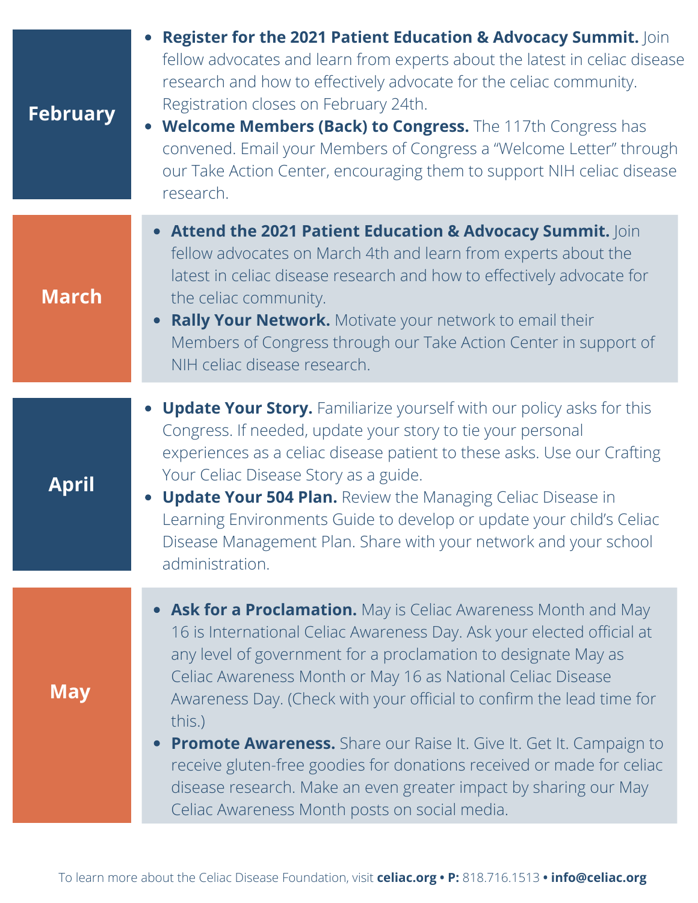## February

- **Register for the 2021 Patient Education & Advocacy Summit.** Join fellow advocates and learn from experts about the latest in celiac disease research and how to effectively advocate for the celiac community. Registration closes on February 24th.
- **Welcome Members (Back) to Congress.** The 117th Congress has convened. Email your Members of Congress a "Welcome Letter" through our Take Action Center, encouraging them to support NIH celiac disease research.

## March

- **Attend the 2021 Patient Education & Advocacy Summit.** Join fellow advocates on March 4th and learn from experts about the latest in celiac disease research and how to effectively advocate for the celiac community.
- **Rally Your Network.** Motivate your network to email their Members of Congress through our Take Action Center in support of NIH celiac disease research.

## April

- **Update Your Story.** Familiarize yourself with our policy asks for this Congress. If needed, update your story to tie your personal experiences as a celiac disease patient to these asks. Use our Crafting Your Celiac Disease Story as a guide.
- **Update Your 504 Plan.** Review the Managing Celiac Disease in Learning Environments Guide to develop or update your child's Celiac Disease Management Plan. Share with your network and your school administration.

## May

- **Ask for a Proclamation.** May is Celiac Awareness Month and May 16 is International Celiac Awareness Day. Ask your elected official at any level of government for a proclamation to designate May as Celiac Awareness Month or May 16 as National Celiac Disease Awareness Day. (Check with your official to confirm the lead time for this.)
- **Promote Awareness.** Share our Raise It. Give It. Get It. Campaign to receive gluten-free goodies for donations received or made for celiac disease research. Make an even greater impact by sharing our May Celiac Awareness Month posts on social media.

To learn more about the Celiac Disease Foundation, visit **celiac.org • P:** 818.716.1513 **• info@celiac.org**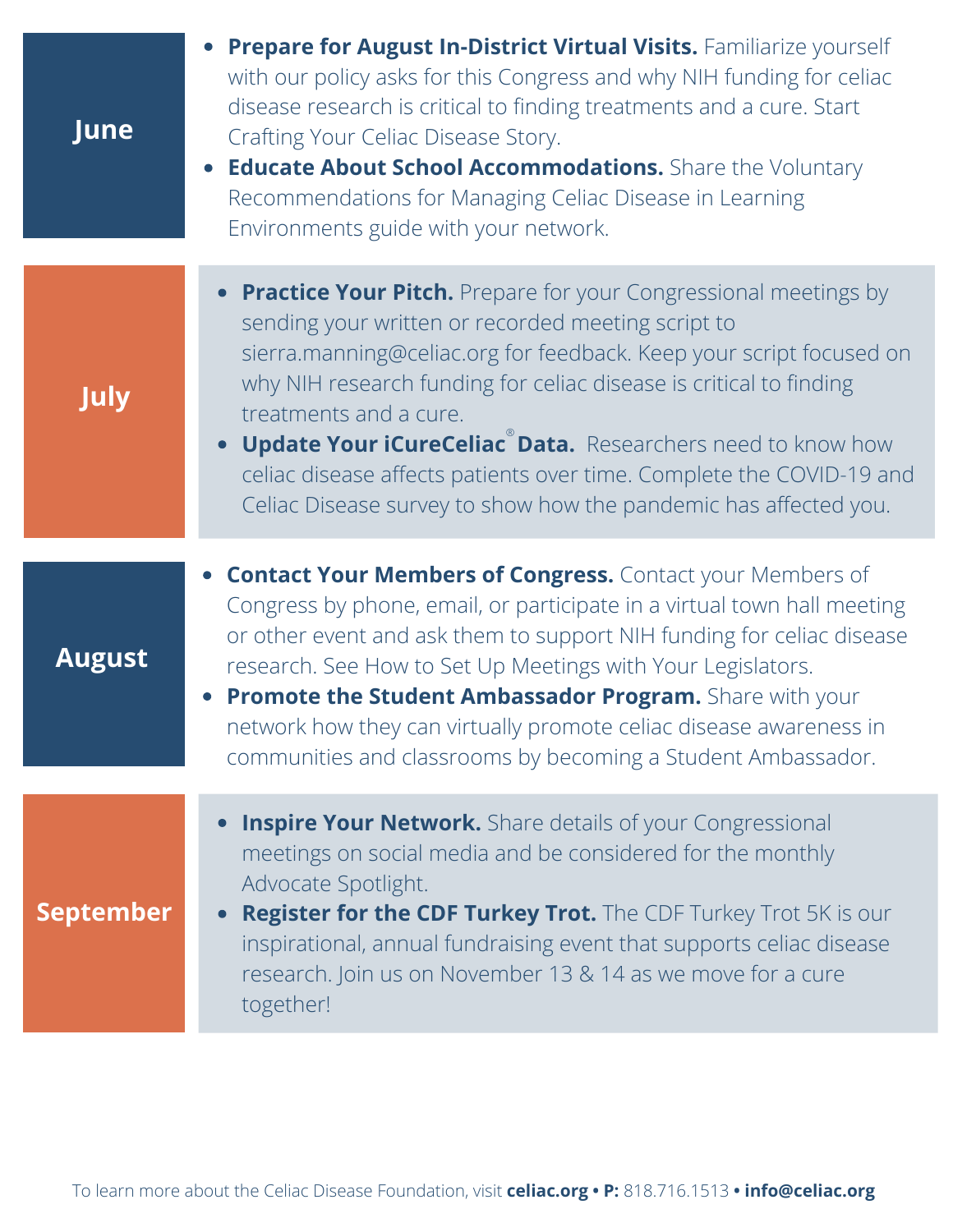## June

- **Prepare for August In-District Virtual Visits.** Familiarize yourself with our policy asks for this Congress and why NIH funding for celiac disease research is critical to finding treatments and a cure. Start Crafting Your Celiac Disease Story.
- **Educate About School Accommodations.** Share the Voluntary Recommendations for Managing Celiac Disease in Learning Environments guide with your network.

## July

- **Practice Your Pitch.** Prepare for your Congressional meetings by sending your written or recorded meeting script to sierra.manning@celiac.org for feedback. Keep your script focused on why NIH research funding for celiac disease is critical to finding treatments and a cure.
- **Update Your iCureCeliac® Data.** Researchers need to know how celiac disease affects patients over time. Complete the COVID-19 and Celiac Disease survey to show how the pandemic has affected you.

## August

- **Contact Your Members of Congress.** Contact your Members of Congress by phone, email, or participate in a virtual town hall meeting or other event and ask them to support NIH funding for celiac disease research. See How to Set Up Meetings with Your Legislators.
- **Promote the Student Ambassador Program.** Share with your network how they can virtually promote celiac disease awareness in communities and classrooms by becoming a Student Ambassador.

## September

- **Inspire Your Network.** Share details of your Congressional meetings on social media and be considered for the monthly Advocate Spotlight.
- **Register for the CDF Turkey Trot.** The CDF Turkey Trot 5K is our inspirational, annual fundraising event that supports celiac disease research. Join us on November 13 & 14 as we move for a cure together!

To learn more about the Celiac Disease Foundation, visit **celiac.org** • **P:** 818.716.1513 • **info@celiac.org**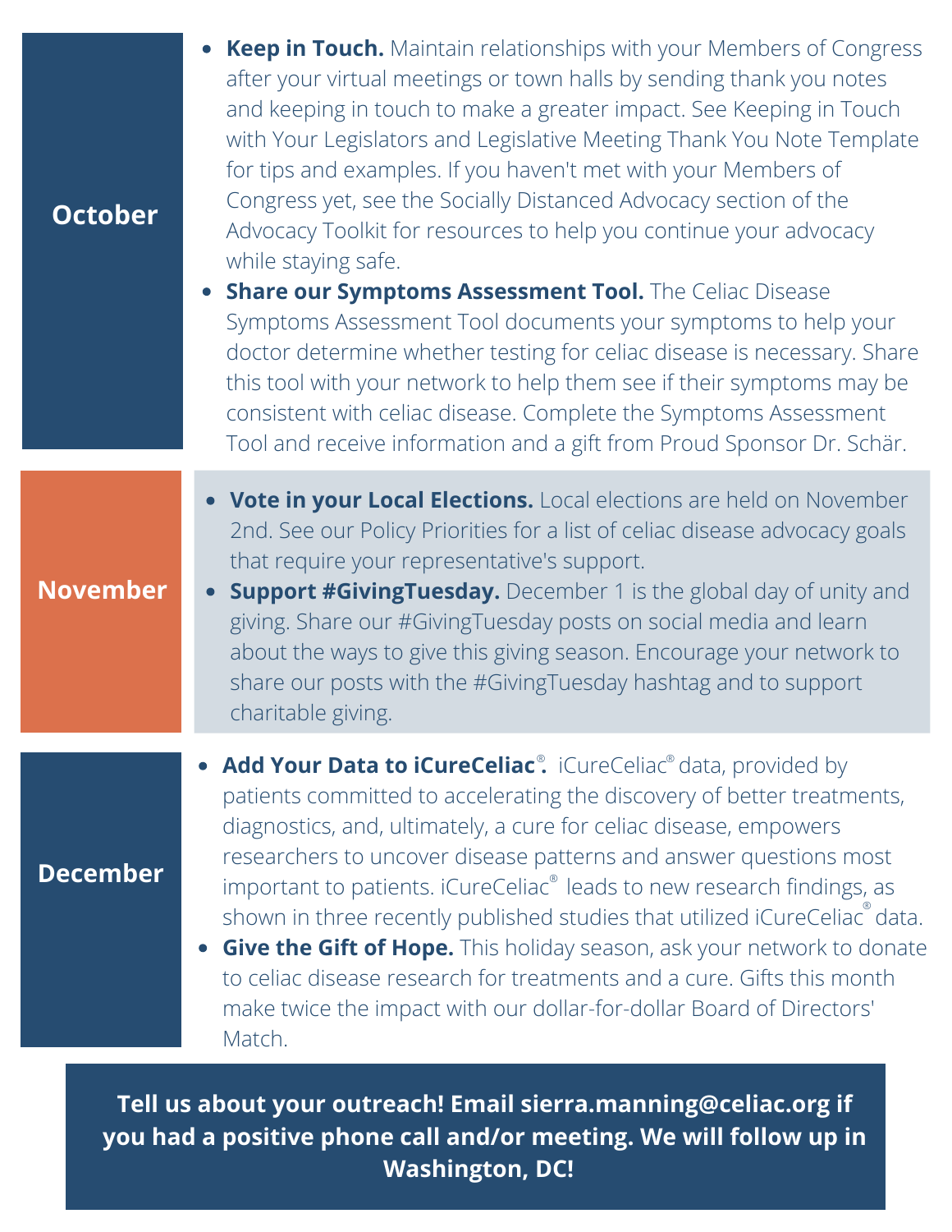## October

- **Keep in Touch.** Maintain relationships with your Members of Congress after your virtual meetings or town halls by sending thank you notes and keeping in touch to make a greater impact. See Keeping in Touch with Your Legislators and Legislative Meeting Thank You Note Template for tips and examples. If you haven't met with your Members of Congress yet, see the Socially Distanced Advocacy section of the Advocacy Toolkit for resources to help you continue your advocacy while staying safe.
- **Share our Symptoms Assessment Tool.** The Celiac Disease Symptoms Assessment Tool documents your symptoms to help your doctor determine whether testing for celiac disease is necessary. Share this tool with your network to help them see if their symptoms may be consistent with celiac disease. Complete the Symptoms Assessment Tool and receive information and a gift from Proud Sponsor Dr. Schär.

## November

- **Vote in your Local Elections.** Local elections are held on November 2nd. See our Policy Priorities for a list of celiac disease advocacy goals that require your representative's support.
- **Support #GivingTuesday.** December 1 is the global day of unity and giving. Share our #GivingTuesday posts on social media and learn about the ways to give this giving season. Encourage your network to share our posts with the #GivingTuesday hashtag and to support charitable giving.

## December

- **Add Your Data to iCureCeliac®.** iCureCeliac® data, provided by patients committed to accelerating the discovery of better treatments, diagnostics, and, ultimately, a cure for celiac disease, empowers researchers to uncover disease patterns and answer questions most important to patients. iCureCeliac® leads to new research findings, as shown in three recently published studies that utilized iCureCeliac® data.
- **Give the Gift of Hope.** This holiday season, ask your network to donate to celiac disease research for treatments and a cure. Gifts this month make twice the impact with our dollar-for-dollar Board of Directors' Match.

**Tell us about your outreach! Email sierra.manning@celiac.org if you had a positive phone call and/or meeting. We will follow up in Washington, DC!**